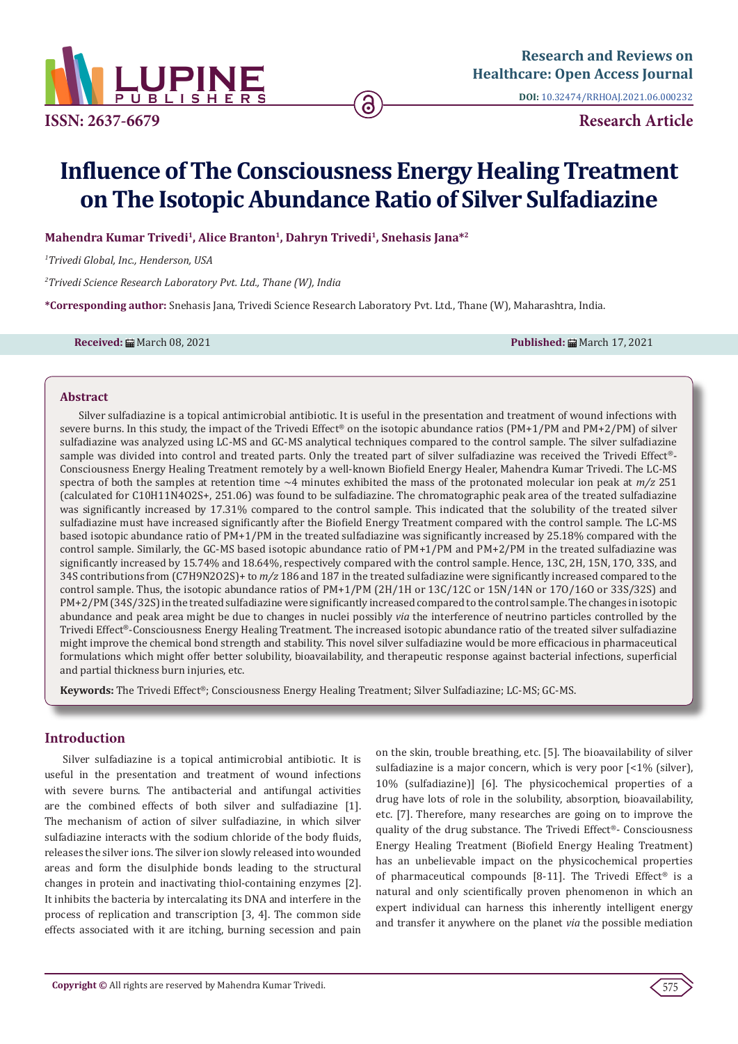Research and Reviews on Healthcare: Open Access Journal

DOI: 10.32474/RRHOAJ.2021.06.000232

ISSN: 2637-6679

Research Article

# Influence of The Consciousness Energy Healing Treatment on The Isotopic Abundance Ratio of Silver Sulfadiazine

**Mahendra Kumar Trivedi[1], Alice Branton[1], Dahryn Trivedi[1], Snehasis Jana*[2]**

[1]*Trivedi Global, Inc., Henderson, USA*

[2]*Trivedi Science Research Laboratory Pvt. Ltd., Thane (W), India*

**\*Corresponding author:** Snehasis Jana, Trivedi Science Research Laboratory Pvt. Ltd., Thane (W), Maharashtra, India.

**Received:** March 08, 2021 **Published:** March 17, 2021

## Abstract

Silver sulfadiazine is a topical antimicrobial antibiotic. It is useful in the presentation and treatment of wound infections with severe burns. In this study, the impact of the Trivedi Effect® on the isotopic abundance ratios (PM+1/PM and PM+2/PM) of silver sulfadiazine was analyzed using LC-MS and GC-MS analytical techniques compared to the control sample. The silver sulfadiazine sample was divided into control and treated parts. Only the treated part of silver sulfadiazine was received the Trivedi Effect®-Consciousness Energy Healing Treatment remotely by a well-known Biofield Energy Healer, Mahendra Kumar Trivedi. The LC-MS spectra of both the samples at retention time ~4 minutes exhibited the mass of the protonated molecular ion peak at *m/z* 251 (calculated for $C_{10}H_{11}N_4O_2S^+$, 251.06) was found to be sulfadiazine. The chromatographic peak area of the treated sulfadiazine was significantly increased by 17.31% compared to the control sample. This indicated that the solubility of the treated silver sulfadiazine must have increased significantly after the Biofield Energy Treatment compared with the control sample. The LC-MS based isotopic abundance ratio of PM+1/PM in the treated sulfadiazine was significantly increased by 25.18% compared with the control sample. Similarly, the GC-MS based isotopic abundance ratio of PM+1/PM and PM+2/PM in the treated sulfadiazine was significantly increased by 15.74% and 18.64%, respectively compared with the control sample. Hence, 13C, 2H, 15N, 17O, 33S, and 34S contributions from $(C_7H_9N_2O_2S)^+$ to *m/z* 186 and 187 in the treated sulfadiazine were significantly increased compared to the control sample. Thus, the isotopic abundance ratios of PM+1/PM (2H/1H or 13C/12C or 15N/14N or 17O/16O or 33S/32S) and PM+2/PM (34S/32S) in the treated sulfadiazine were significantly increased compared to the control sample. The changes in isotopic abundance and peak area might be due to changes in nuclei possibly *via* the interference of neutrino particles controlled by the Trivedi Effect®-Consciousness Energy Healing Treatment. The increased isotopic abundance ratio of the treated silver sulfadiazine might improve the chemical bond strength and stability. This novel silver sulfadiazine would be more efficacious in pharmaceutical formulations which might offer better solubility, bioavailability, and therapeutic response against bacterial infections, superficial and partial thickness burn injuries, etc.

**Keywords:** The Trivedi Effect®; Consciousness Energy Healing Treatment; Silver Sulfadiazine; LC-MS; GC-MS.

## Introduction

Silver sulfadiazine is a topical antimicrobial antibiotic. It is useful in the presentation and treatment of wound infections with severe burns. The antibacterial and antifungal activities are the combined effects of both silver and sulfadiazine [1]. The mechanism of action of silver sulfadiazine, in which silver sulfadiazine interacts with the sodium chloride of the body fluids, releases the silver ions. The silver ion slowly released into wounded areas and form the disulphide bonds leading to the structural changes in protein and inactivating thiol-containing enzymes [2]. It inhibits the bacteria by intercalating its DNA and interfere in the process of replication and transcription [3, 4]. The common side effects associated with it are itching, burning secession and pain on the skin, trouble breathing, etc. [5]. The bioavailability of silver sulfadiazine is a major concern, which is very poor [<1% (silver), 10% (sulfadiazine)] [6]. The physicochemical properties of a drug have lots of role in the solubility, absorption, bioavailability, etc. [7]. Therefore, many researches are going on to improve the quality of the drug substance. The Trivedi Effect®- Consciousness Energy Healing Treatment (Biofield Energy Healing Treatment) has an unbelievable impact on the physicochemical properties of pharmaceutical compounds [8-11]. The Trivedi Effect® is a natural and only scientifically proven phenomenon in which an expert individual can harness this inherently intelligent energy and transfer it anywhere on the planet *via* the possible mediation

**Copyright ©** All rights are reserved by Mahendra Kumar Trivedi.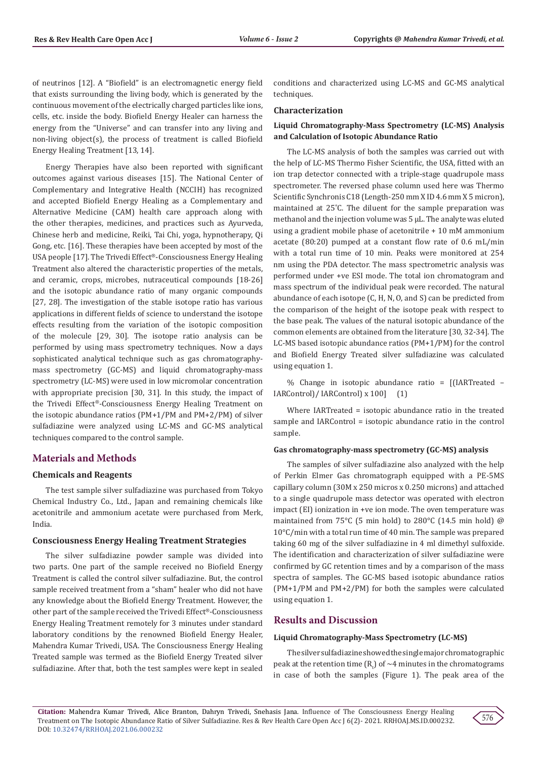of neutrinos [12]. A "Biofield" is an electromagnetic energy field that exists surrounding the living body, which is generated by the continuous movement of the electrically charged particles like ions, cells, etc. inside the body. Biofield Energy Healer can harness the energy from the "Universe" and can transfer into any living and non-living object(s), the process of treatment is called Biofield Energy Healing Treatment [13, 14].

Energy Therapies have also been reported with significant outcomes against various diseases [15]. The National Center of Complementary and Integrative Health (NCCIH) has recognized and accepted Biofield Energy Healing as a Complementary and Alternative Medicine (CAM) health care approach along with the other therapies, medicines, and practices such as Ayurveda, Chinese herb and medicine, Reiki, Tai Chi, yoga, hypnotherapy, Qi Gong, etc. [16]. These therapies have been accepted by most of the USA people [17]. The Trivedi Effect®-Consciousness Energy Healing Treatment also altered the characteristic properties of the metals, and ceramic, crops, microbes, nutraceutical compounds [18-26] and the isotopic abundance ratio of many organic compounds [27, 28]. The investigation of the stable isotope ratio has various applications in different fields of science to understand the isotope effects resulting from the variation of the isotopic composition of the molecule [29, 30]. The isotope ratio analysis can be performed by using mass spectrometry techniques. Now a days sophisticated analytical technique such as gas chromatography-mass spectrometry (GC-MS) and liquid chromatography-mass spectrometry (LC-MS) were used in low micromolar concentration with appropriate precision [30, 31]. In this study, the impact of the Trivedi Effect®-Consciousness Energy Healing Treatment on the isotopic abundance ratios (PM+1/PM and PM+2/PM) of silver sulfadiazine were analyzed using LC-MS and GC-MS analytical techniques compared to the control sample.

## Materials and Methods

### Chemicals and Reagents

The test sample silver sulfadiazine was purchased from Tokyo Chemical Industry Co., Ltd., Japan and remaining chemicals like acetonitrile and ammonium acetate were purchased from Merk, India.

### Consciousness Energy Healing Treatment Strategies

The silver sulfadiazine powder sample was divided into two parts. One part of the sample received no Biofield Energy Treatment is called the control silver sulfadiazine. But, the control sample received treatment from a "sham" healer who did not have any knowledge about the Biofield Energy Treatment. However, the other part of the sample received the Trivedi Effect®-Consciousness Energy Healing Treatment remotely for 3 minutes under standard laboratory conditions by the renowned Biofield Energy Healer, Mahendra Kumar Trivedi, USA. The Consciousness Energy Healing Treated sample was termed as the Biofield Energy Treated silver sulfadiazine. After that, both the test samples were kept in sealed conditions and characterized using LC-MS and GC-MS analytical techniques.

### Characterization

#### Liquid Chromatography-Mass Spectrometry (LC-MS) Analysis and Calculation of Isotopic Abundance Ratio

The LC-MS analysis of both the samples was carried out with the help of LC-MS Thermo Fisher Scientific, the USA, fitted with an ion trap detector connected with a triple-stage quadrupole mass spectrometer. The reversed phase column used here was Thermo Scientific Synchronis C18 (Length-250 mm X ID 4.6 mm X 5 micron), maintained at 25°C. The diluent for the sample preparation was methanol and the injection volume was 5 μL. The analyte was eluted using a gradient mobile phase of acetonitrile + 10 mM ammonium acetate (80:20) pumped at a constant flow rate of 0.6 mL/min with a total run time of 10 min. Peaks were monitored at 254 nm using the PDA detector. The mass spectrometric analysis was performed under +ve ESI mode. The total ion chromatogram and mass spectrum of the individual peak were recorded. The natural abundance of each isotope (C, H, N, O, and S) can be predicted from the comparison of the height of the isotope peak with respect to the base peak. The values of the natural isotopic abundance of the common elements are obtained from the literature [30, 32-34]. The LC-MS based isotopic abundance ratios (PM+1/PM) for the control and Biofield Energy Treated silver sulfadiazine was calculated using equation 1.

% Change in isotopic abundance ratio = [(IARTreated – IARControl)/ IARControl) x 100] (1)

Where IARTreated = isotopic abundance ratio in the treated sample and IARControl = isotopic abundance ratio in the control sample.

#### Gas chromatography-mass spectrometry (GC-MS) analysis

The samples of silver sulfadiazine also analyzed with the help of Perkin Elmer Gas chromatograph equipped with a PE-5MS capillary column (30M x 250 micros x 0.250 microns) and attached to a single quadrupole mass detector was operated with electron impact (EI) ionization in +ve ion mode. The oven temperature was maintained from 75°C (5 min hold) to 280°C (14.5 min hold) @ 10°C/min with a total run time of 40 min. The sample was prepared taking 60 mg of the silver sulfadiazine in 4 ml dimethyl sulfoxide. The identification and characterization of silver sulfadiazine were confirmed by GC retention times and by a comparison of the mass spectra of samples. The GC-MS based isotopic abundance ratios (PM+1/PM and PM+2/PM) for both the samples were calculated using equation 1.

## Results and Discussion

### Liquid Chromatography-Mass Spectrometry (LC-MS)

The silver sulfadiazine showed the single major chromatographic peak at the retention time ($R_t$) of ~4 minutes in the chromatograms in case of both the samples (Figure 1). The peak area of the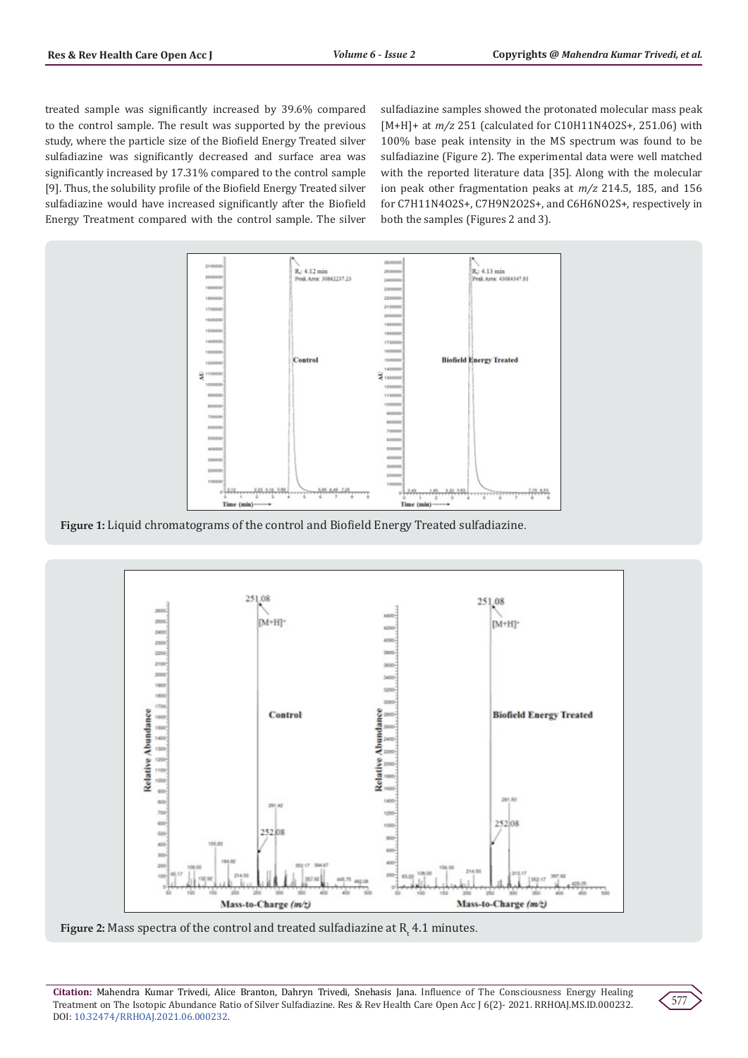treated sample was significantly increased by 39.6% compared to the control sample. The result was supported by the previous study, where the particle size of the Biofield Energy Treated silver sulfadiazine was significantly decreased and surface area was significantly increased by 17.31% compared to the control sample [9]. Thus, the solubility profile of the Biofield Energy Treated silver sulfadiazine would have increased significantly after the Biofield Energy Treatment compared with the control sample. The silver sulfadiazine samples showed the protonated molecular mass peak $[M+H]^+$ at *m/z* 251 (calculated for $C_{10}H_{11}N_4O_2S^+$, 251.06) with 100% base peak intensity in the MS spectrum was found to be sulfadiazine (Figure 2). The experimental data were well matched with the reported literature data [35]. Along with the molecular ion peak other fragmentation peaks at *m/z* 214.5, 185, and 156 for $C_7H_{11}N_4O_2S^+$, $C_7H_9N_2O_2S^+$, and $C_6H_6NO_2S^+$, respectively in both the samples (Figures 2 and 3).

**Figure 1:** Liquid chromatograms of the control and Biofield Energy Treated sulfadiazine.

**Figure 2:** Mass spectra of the control and treated sulfadiazine at $R_t$ 4.1 minutes.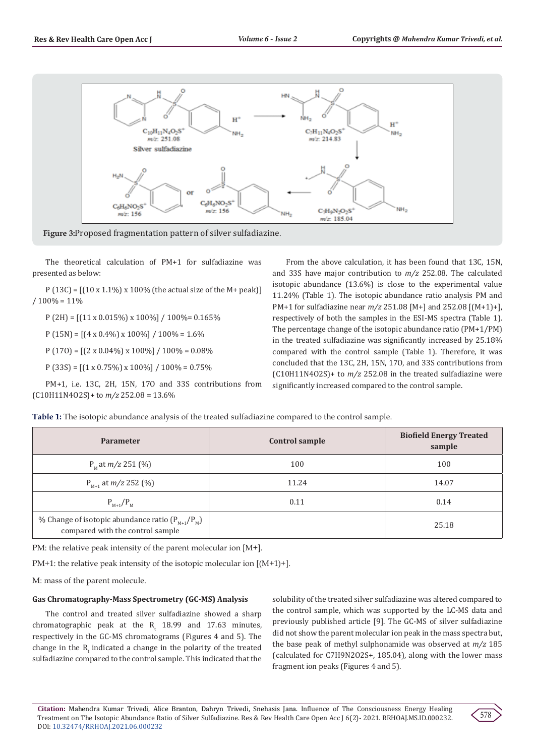Figure 3:Proposed fragmentation pattern of silver sulfadiazine.

The theoretical calculation of PM+1 for sulfadiazine was presented as below:

P (13C) = [(10 x 1.1%) x 100% (the actual size of the M+ peak)] / 100% = 11%

P (2H) = [(11 x 0.015%) x 100%] / 100%= 0.165%

P (15N) = [(4 x 0.4%) x 100%] / 100% = 1.6%

P (17O) = [(2 x 0.04%) x 100%] / 100% = 0.08%

P (33S) = [(1 x 0.75%) x 100%] / 100% = 0.75%

PM+1, i.e. 13C, 2H, 15N, 17O and 33S contributions from (C10H11N4O2S)+ to *m/z* 252.08 = 13.6%

From the above calculation, it has been found that 13C, 15N, and 33S have major contribution to *m/z* 252.08. The calculated isotopic abundance (13.6%) is close to the experimental value 11.24% (Table 1). The isotopic abundance ratio analysis PM and PM+1 for sulfadiazine near *m/z* 251.08 [M+] and 252.08 [(M+1)+], respectively of both the samples in the ESI-MS spectra (Table 1). The percentage change of the isotopic abundance ratio (PM+1/PM) in the treated sulfadiazine was significantly increased by 25.18% compared with the control sample (Table 1). Therefore, it was concluded that the 13C, 2H, 15N, 17O, and 33S contributions from (C10H11N4O2S)+ to *m/z* 252.08 in the treated sulfadiazine were significantly increased compared to the control sample.

**Table 1:** The isotopic abundance analysis of the treated sulfadiazine compared to the control sample.

| Parameter | Control sample | Biofield Energy Treated sample |
|---|---|---|
| $P_M$ at *m/z* 251 (%) | 100 | 100 |
| $P_{M+1}$ at *m/z* 252 (%) | 11.24 | 14.07 |
| $P_{M+1}/P_M$ | 0.11 | 0.14 |
| % Change of isotopic abundance ratio ($P_{M+1}/P_M$) compared with the control sample | | 25.18 |

PM: the relative peak intensity of the parent molecular ion [M+].

PM+1: the relative peak intensity of the isotopic molecular ion [(M+1)+].

M: mass of the parent molecule.

### Gas Chromatography-Mass Spectrometry (GC-MS) Analysis

The control and treated silver sulfadiazine showed a sharp chromatographic peak at the $R_t$ 18.99 and 17.63 minutes, respectively in the GC-MS chromatograms (Figures 4 and 5). The change in the $R_t$ indicated a change in the polarity of the treated sulfadiazine compared to the control sample. This indicated that the solubility of the treated silver sulfadiazine was altered compared to the control sample, which was supported by the LC-MS data and previously published article [9]. The GC-MS of silver sulfadiazine did not show the parent molecular ion peak in the mass spectra but, the base peak of methyl sulphonamide was observed at *m/z* 185 (calculated for C7H9N2O2S+, 185.04), along with the lower mass fragment ion peaks (Figures 4 and 5).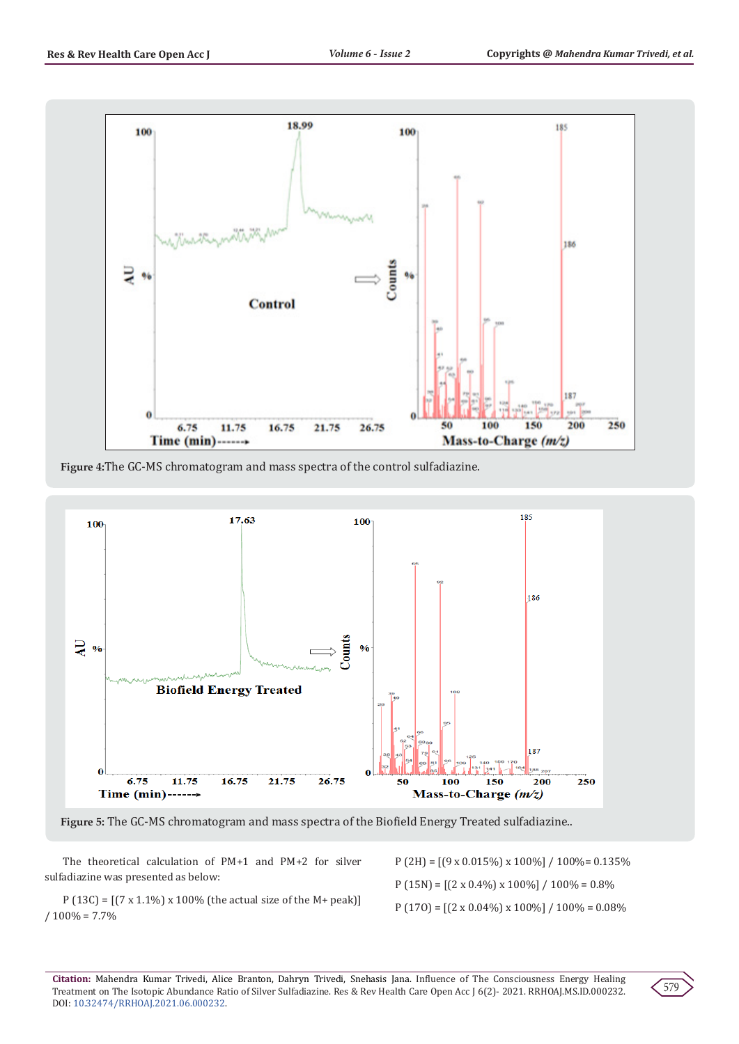Figure 4: The GC-MS chromatogram and mass spectra of the control sulfadiazine.

Figure 5: The GC-MS chromatogram and mass spectra of the Biofield Energy Treated sulfadiazine..

The theoretical calculation of PM+1 and PM+2 for silver sulfadiazine was presented as below:

P (13C) = [(7 x 1.1%) x 100% (the actual size of the M+ peak)] / 100% = 7.7%

P (2H) = [(9 x 0.015%) x 100%] / 100%= 0.135%

P (15N) = [(2 x 0.4%) x 100%] / 100% = 0.8%

P (17O) = [(2 x 0.04%) x 100%] / 100% = 0.08%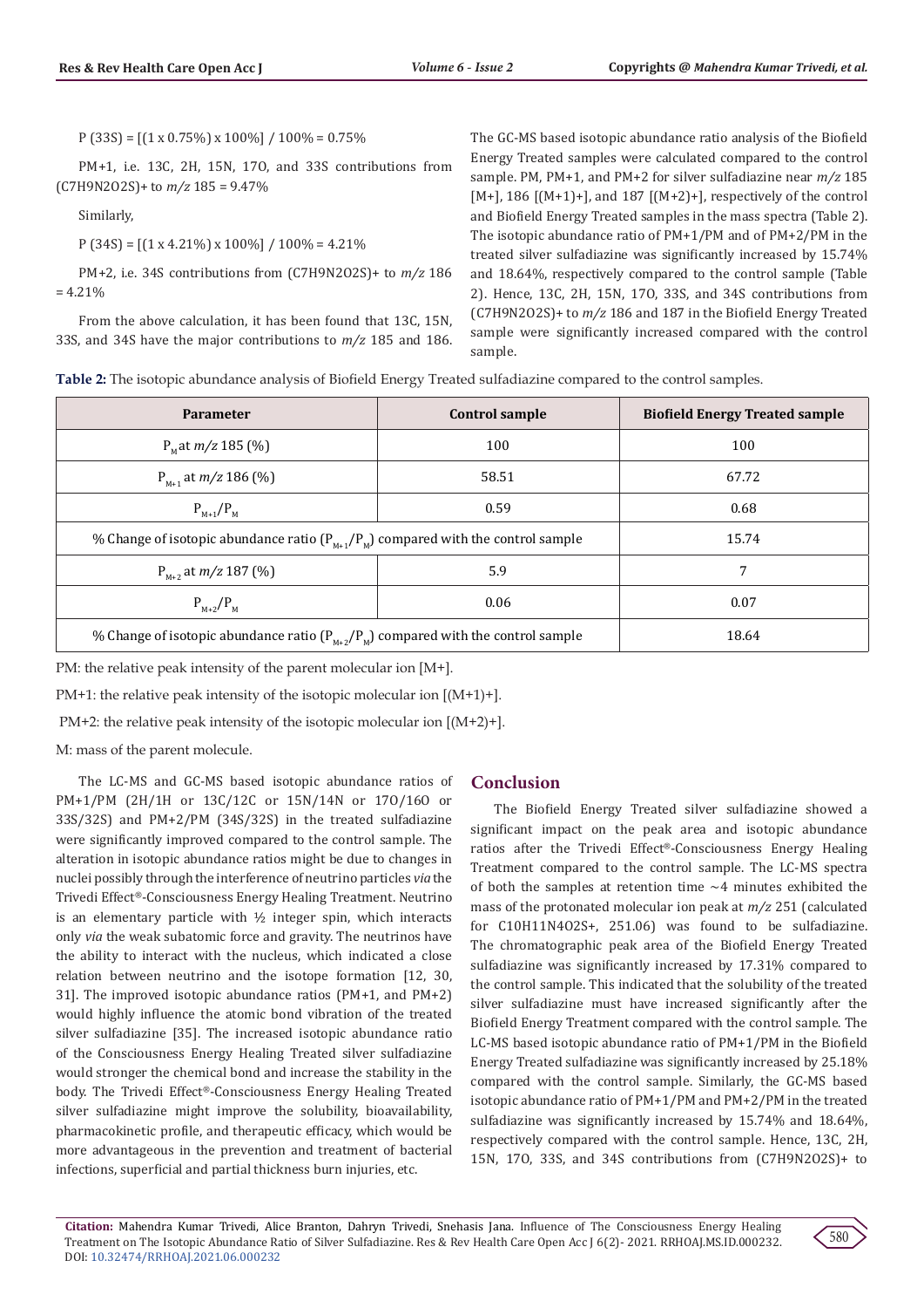P (33S) = [(1 x 0.75%) x 100%] / 100% = 0.75%

PM+1, i.e. 13C, 2H, 15N, 17O, and 33S contributions from (C7H9N2O2S)+ to *m/z* 185 = 9.47%

Similarly,

P (34S) = [(1 x 4.21%) x 100%] / 100% = 4.21%

PM+2, i.e. 34S contributions from (C7H9N2O2S)+ to *m/z* 186 = 4.21%

From the above calculation, it has been found that 13C, 15N, 33S, and 34S have the major contributions to *m/z* 185 and 186.

The GC-MS based isotopic abundance ratio analysis of the Biofield Energy Treated samples were calculated compared to the control sample. PM, PM+1, and PM+2 for silver sulfadiazine near *m/z* 185 [M+], 186 [(M+1)+], and 187 [(M+2)+], respectively of the control and Biofield Energy Treated samples in the mass spectra (Table 2). The isotopic abundance ratio of PM+1/PM and of PM+2/PM in the treated silver sulfadiazine was significantly increased by 15.74% and 18.64%, respectively compared to the control sample (Table 2). Hence, 13C, 2H, 15N, 17O, 33S, and 34S contributions from (C7H9N2O2S)+ to *m/z* 186 and 187 in the Biofield Energy Treated sample were significantly increased compared with the control sample.

**Table 2:** The isotopic abundance analysis of Biofield Energy Treated sulfadiazine compared to the control samples.

| Parameter | Control sample | Biofield Energy Treated sample |
|---|---|---|
| $P_M$ at *m/z* 185 (%) | 100 | 100 |
| $P_{M+1}$ at *m/z* 186 (%) | 58.51 | 67.72 |
| $P_{M+1}/P_M$ | 0.59 | 0.68 |
| % Change of isotopic abundance ratio ($P_{M+1}/P_M$) compared with the control sample | | 15.74 |
| $P_{M+2}$ at *m/z* 187 (%) | 5.9 | 7 |
| $P_{M+2}/P_M$ | 0.06 | 0.07 |
| % Change of isotopic abundance ratio ($P_{M+2}/P_M$) compared with the control sample | | 18.64 |

PM: the relative peak intensity of the parent molecular ion [M+].

PM+1: the relative peak intensity of the isotopic molecular ion [(M+1)+].

PM+2: the relative peak intensity of the isotopic molecular ion [(M+2)+].

M: mass of the parent molecule.

The LC-MS and GC-MS based isotopic abundance ratios of PM+1/PM (2H/1H or 13C/12C or 15N/14N or 17O/16O or 33S/32S) and PM+2/PM (34S/32S) in the treated sulfadiazine were significantly improved compared to the control sample. The alteration in isotopic abundance ratios might be due to changes in nuclei possibly through the interference of neutrino particles *via* the Trivedi Effect®-Consciousness Energy Healing Treatment. Neutrino is an elementary particle with ½ integer spin, which interacts only *via* the weak subatomic force and gravity. The neutrinos have the ability to interact with the nucleus, which indicated a close relation between neutrino and the isotope formation [12, 30, 31]. The improved isotopic abundance ratios (PM+1, and PM+2) would highly influence the atomic bond vibration of the treated silver sulfadiazine [35]. The increased isotopic abundance ratio of the Consciousness Energy Healing Treated silver sulfadiazine would stronger the chemical bond and increase the stability in the body. The Trivedi Effect®-Consciousness Energy Healing Treated silver sulfadiazine might improve the solubility, bioavailability, pharmacokinetic profile, and therapeutic efficacy, which would be more advantageous in the prevention and treatment of bacterial infections, superficial and partial thickness burn injuries, etc.

## Conclusion

The Biofield Energy Treated silver sulfadiazine showed a significant impact on the peak area and isotopic abundance ratios after the Trivedi Effect®-Consciousness Energy Healing Treatment compared to the control sample. The LC-MS spectra of both the samples at retention time ~4 minutes exhibited the mass of the protonated molecular ion peak at *m/z* 251 (calculated for C10H11N4O2S+, 251.06) was found to be sulfadiazine. The chromatographic peak area of the Biofield Energy Treated sulfadiazine was significantly increased by 17.31% compared to the control sample. This indicated that the solubility of the treated silver sulfadiazine must have increased significantly after the Biofield Energy Treatment compared with the control sample. The LC-MS based isotopic abundance ratio of PM+1/PM in the Biofield Energy Treated sulfadiazine was significantly increased by 25.18% compared with the control sample. Similarly, the GC-MS based isotopic abundance ratio of PM+1/PM and PM+2/PM in the treated sulfadiazine was significantly increased by 15.74% and 18.64%, respectively compared with the control sample. Hence, 13C, 2H, 15N, 17O, 33S, and 34S contributions from (C7H9N2O2S)+ to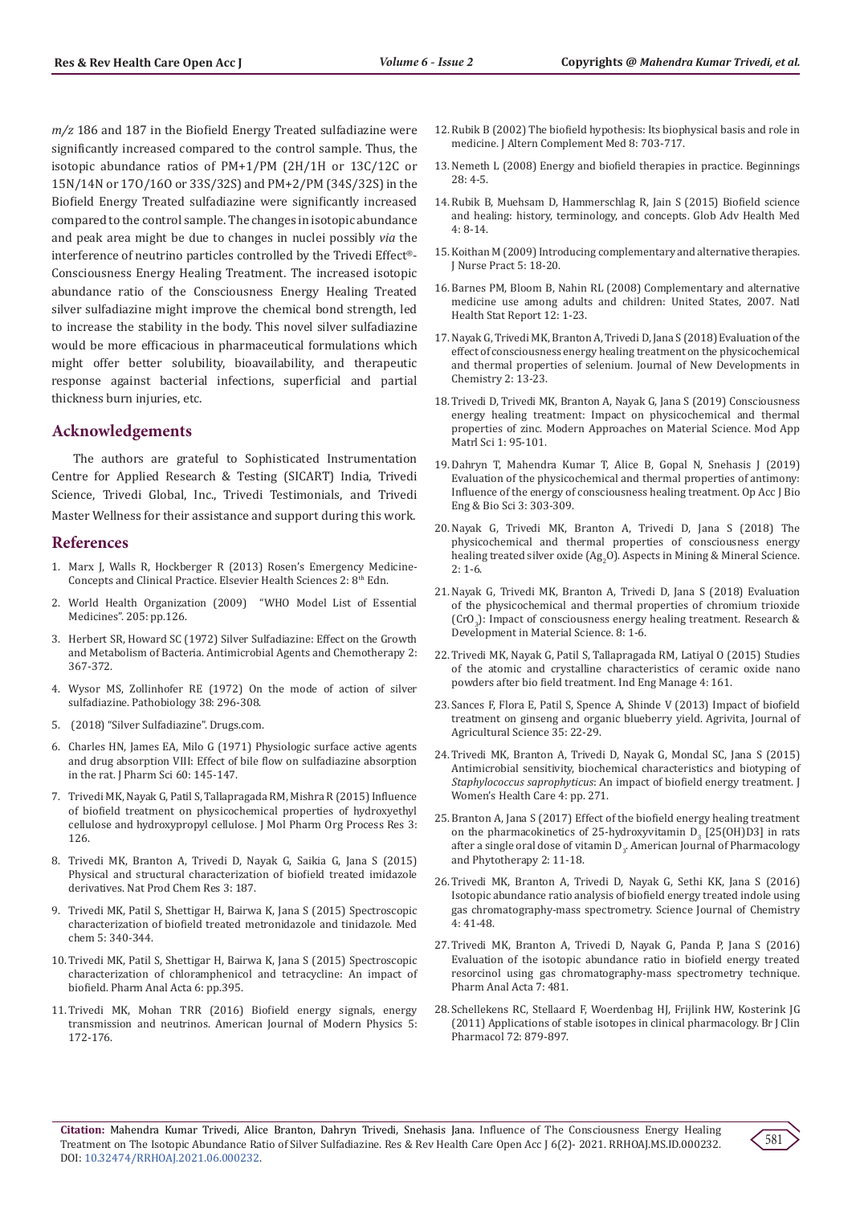*m/z* 186 and 187 in the Biofield Energy Treated sulfadiazine were significantly increased compared to the control sample. Thus, the isotopic abundance ratios of PM+1/PM ($^{2}H/^{1}H$ or $^{13}C/^{12}C$ or $^{15}N/^{14}N$ or $^{17}O/^{16}O$ or $^{33}S/^{32}S$) and PM+2/PM ($^{34}S/^{32}S$) in the Biofield Energy Treated sulfadiazine were significantly increased compared to the control sample. The changes in isotopic abundance and peak area might be due to changes in nuclei possibly *via* the interference of neutrino particles controlled by the Trivedi Effect®-Consciousness Energy Healing Treatment. The increased isotopic abundance ratio of the Consciousness Energy Healing Treated silver sulfadiazine might improve the chemical bond strength, led to increase the stability in the body. This novel silver sulfadiazine would be more efficacious in pharmaceutical formulations which might offer better solubility, bioavailability, and therapeutic response against bacterial infections, superficial and partial thickness burn injuries, etc.

## Acknowledgements

The authors are grateful to Sophisticated Instrumentation Centre for Applied Research & Testing (SICART) India, Trivedi Science, Trivedi Global, Inc., Trivedi Testimonials, and Trivedi Master Wellness for their assistance and support during this work.

## References

1. Marx J, Walls R, Hockberger R (2013) Rosen's Emergency Medicine-Concepts and Clinical Practice. Elsevier Health Sciences 2: 8th Edn.
2. World Health Organization (2009) "WHO Model List of Essential Medicines". 205: pp.126.
3. Herbert SR, Howard SC (1972) Silver Sulfadiazine: Effect on the Growth and Metabolism of Bacteria. Antimicrobial Agents and Chemotherapy 2: 367-372.
4. Wysor MS, Zollinhofer RE (1972) On the mode of action of silver sulfadiazine. Pathobiology 38: 296-308.
5. (2018) "Silver Sulfadiazine". Drugs.com.
6. Charles HN, James EA, Milo G (1971) Physiologic surface active agents and drug absorption VIII: Effect of bile flow on sulfadiazine absorption in the rat. J Pharm Sci 60: 145-147.
7. Trivedi MK, Nayak G, Patil S, Tallapragada RM, Mishra R (2015) Influence of biofield treatment on physicochemical properties of hydroxyethyl cellulose and hydroxypropyl cellulose. J Mol Pharm Org Process Res 3: 126.
8. Trivedi MK, Branton A, Trivedi D, Nayak G, Saikia G, Jana S (2015) Physical and structural characterization of biofield treated imidazole derivatives. Nat Prod Chem Res 3: 187.
9. Trivedi MK, Patil S, Shettigar H, Bairwa K, Jana S (2015) Spectroscopic characterization of biofield treated metronidazole and tinidazole. Med chem 5: 340-344.
10. Trivedi MK, Patil S, Shettigar H, Bairwa K, Jana S (2015) Spectroscopic characterization of chloramphenicol and tetracycline: An impact of biofield. Pharm Anal Acta 6: pp.395.
11. Trivedi MK, Mohan TRR (2016) Biofield energy signals, energy transmission and neutrinos. American Journal of Modern Physics 5: 172-176.
12. Rubik B (2002) The biofield hypothesis: Its biophysical basis and role in medicine. J Altern Complement Med 8: 703-717.
13. Nemeth L (2008) Energy and biofield therapies in practice. Beginnings 28: 4-5.
14. Rubik B, Muehsam D, Hammerschlag R, Jain S (2015) Biofield science and healing: history, terminology, and concepts. Glob Adv Health Med 4: 8-14.
15. Koithan M (2009) Introducing complementary and alternative therapies. J Nurse Pract 5: 18-20.
16. Barnes PM, Bloom B, Nahin RL (2008) Complementary and alternative medicine use among adults and children: United States, 2007. Natl Health Stat Report 12: 1-23.
17. Nayak G, Trivedi MK, Branton A, Trivedi D, Jana S (2018) Evaluation of the effect of consciousness energy healing treatment on the physicochemical and thermal properties of selenium. Journal of New Developments in Chemistry 2: 13-23.
18. Trivedi D, Trivedi MK, Branton A, Nayak G, Jana S (2019) Consciousness energy healing treatment: Impact on physicochemical and thermal properties of zinc. Modern Approaches on Material Science. Mod App Matrl Sci 1: 95-101.
19. Dahryn T, Mahendra Kumar T, Alice B, Gopal N, Snehasis J (2019) Evaluation of the physicochemical and thermal properties of antimony: Influence of the energy of consciousness healing treatment. Op Acc J Bio Eng & Bio Sci 3: 303-309.
20. Nayak G, Trivedi MK, Branton A, Trivedi D, Jana S (2018) The physicochemical and thermal properties of consciousness energy healing treated silver oxide ($Ag_2O$). Aspects in Mining & Mineral Science. 2: 1-6.
21. Nayak G, Trivedi MK, Branton A, Trivedi D, Jana S (2018) Evaluation of the physicochemical and thermal properties of chromium trioxide ($CrO_3$): Impact of consciousness energy healing treatment. Research & Development in Material Science. 8: 1-6.
22. Trivedi MK, Nayak G, Patil S, Tallapragada RM, Latiyal O (2015) Studies of the atomic and crystalline characteristics of ceramic oxide nano powders after bio field treatment. Ind Eng Manage 4: 161.
23. Sances F, Flora E, Patil S, Spence A, Shinde V (2013) Impact of biofield treatment on ginseng and organic blueberry yield. Agrivita, Journal of Agricultural Science 35: 22-29.
24. Trivedi MK, Branton A, Trivedi D, Nayak G, Mondal SC, Jana S (2015) Antimicrobial sensitivity, biochemical characteristics and biotyping of *Staphylococcus saprophyticus*: An impact of biofield energy treatment. J Women's Health Care 4: pp. 271.
25. Branton A, Jana S (2017) Effect of the biofield energy healing treatment on the pharmacokinetics of 25-hydroxyvitamin $D_3$ [25(OH)D3] in rats after a single oral dose of vitamin $D_3$. American Journal of Pharmacology and Phytotherapy 2: 11-18.
26. Trivedi MK, Branton A, Trivedi D, Nayak G, Sethi KK, Jana S (2016) Isotopic abundance ratio analysis of biofield energy treated indole using gas chromatography-mass spectrometry. Science Journal of Chemistry 4: 41-48.
27. Trivedi MK, Branton A, Trivedi D, Nayak G, Panda P, Jana S (2016) Evaluation of the isotopic abundance ratio in biofield energy treated resorcinol using gas chromatography-mass spectrometry technique. Pharm Anal Acta 7: 481.
28. Schellekens RC, Stellaard F, Woerdenbag HJ, Frijlink HW, Kosterink JG (2011) Applications of stable isotopes in clinical pharmacology. Br J Clin Pharmacol 72: 879-897.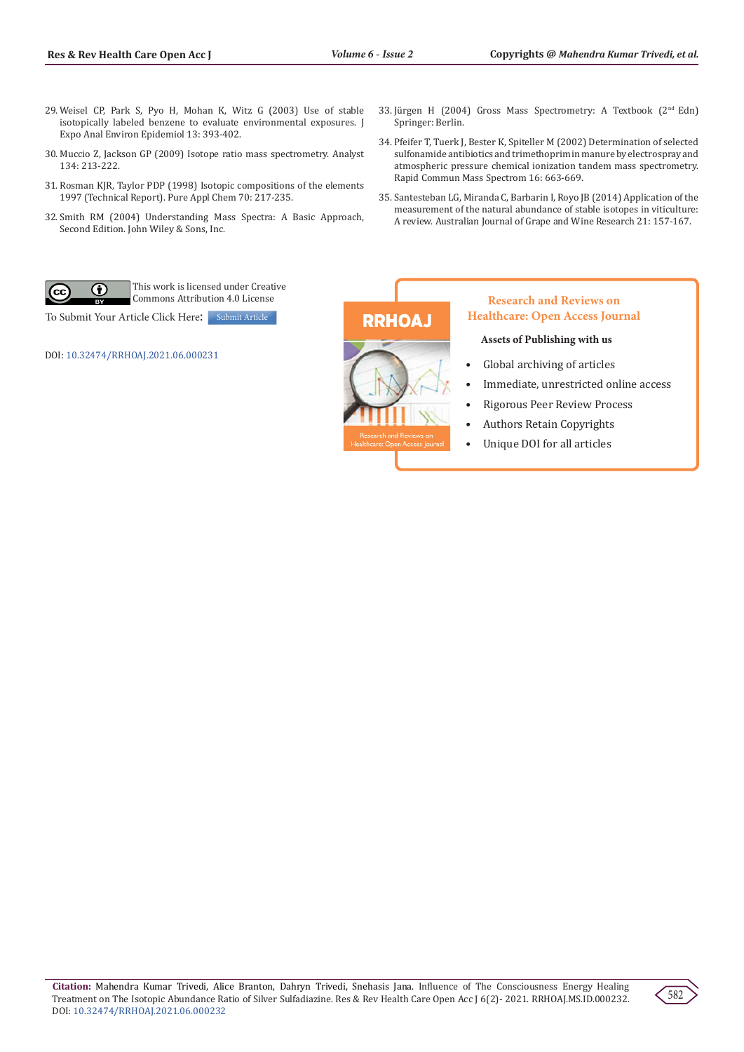29. Weisel CP, Park S, Pyo H, Mohan K, Witz G (2003) Use of stable isotopically labeled benzene to evaluate environmental exposures. J Expo Anal Environ Epidemiol 13: 393-402.

30. Muccio Z, Jackson GP (2009) Isotope ratio mass spectrometry. Analyst 134: 213-222.

31. Rosman KJR, Taylor PDP (1998) Isotopic compositions of the elements 1997 (Technical Report). Pure Appl Chem 70: 217-235.

32. Smith RM (2004) Understanding Mass Spectra: A Basic Approach, Second Edition. John Wiley & Sons, Inc.

33. Jürgen H (2004) Gross Mass Spectrometry: A Textbook (2nd Edn) Springer: Berlin.

34. Pfeifer T, Tuerk J, Bester K, Spiteller M (2002) Determination of selected sulfonamide antibiotics and trimethoprim in manure by electrospray and atmospheric pressure chemical ionization tandem mass spectrometry. Rapid Commun Mass Spectrom 16: 663-669.

35. Santesteban LG, Miranda C, Barbarin I, Royo JB (2014) Application of the measurement of the natural abundance of stable isotopes in viticulture: A review. Australian Journal of Grape and Wine Research 21: 157-167.

This work is licensed under Creative Commons Attribution 4.0 License

To Submit Your Article Click Here: Submit Article

DOI: 10.32474/RRHOAJ.2021.06.000231

RRHOAJ

Research and Reviews on Healthcare: Open Access Journal

**Research and Reviews on Healthcare: Open Access Journal**

**Assets of Publishing with us**

- Global archiving of articles
- Immediate, unrestricted online access
- Rigorous Peer Review Process
- Authors Retain Copyrights
- Unique DOI for all articles

**Citation:** Mahendra Kumar Trivedi, Alice Branton, Dahryn Trivedi, Snehasis Jana. Influence of The Consciousness Energy Healing Treatment on The Isotopic Abundance Ratio of Silver Sulfadiazine. Res & Rev Health Care Open Acc J 6(2)- 2021. RRHOAJ.MS.ID.000232. DOI: 10.32474/RRHOAJ.2021.06.000232